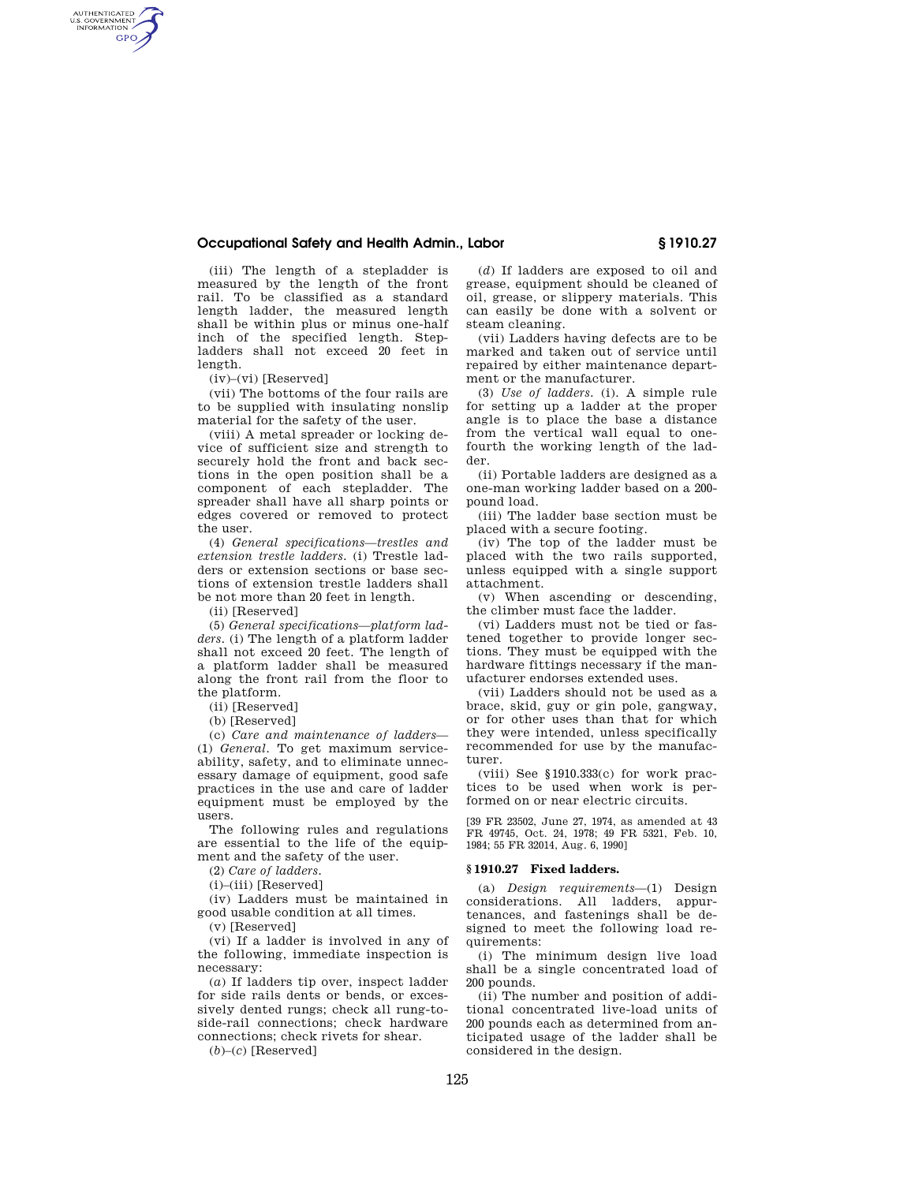(iii) The length of a stepladder is measured by the length of the front rail. To be classified as a standard length ladder, the measured length shall be within plus or minus one-half inch of the specified length. Stepladders shall not exceed 20 feet in length.

(iv)–(vi) [Reserved]

(vii) The bottoms of the four rails are to be supplied with insulating nonslip material for the safety of the user.

(viii) A metal spreader or locking device of sufficient size and strength to securely hold the front and back sections in the open position shall be a component of each stepladder. The spreader shall have all sharp points or edges covered or removed to protect the user.

(4) *General specifications—trestles and extension trestle ladders.* (i) Trestle ladders or extension sections or base sections of extension trestle ladders shall be not more than 20 feet in length.

(ii) [Reserved]

(5) *General specifications—platform ladders.* (i) The length of a platform ladder shall not exceed 20 feet. The length of a platform ladder shall be measured along the front rail from the floor to the platform.

(ii) [Reserved]

(b) [Reserved]

(c) *Care and maintenance of ladders*—(1) *General.* To get maximum serviceability, safety, and to eliminate unnecessary damage of equipment, good safe practices in the use and care of ladder equipment must be employed by the users.

The following rules and regulations are essential to the life of the equipment and the safety of the user.

(2) *Care of ladders.*

(i)–(iii) [Reserved]

(iv) Ladders must be maintained in good usable condition at all times.

(v) [Reserved]

(vi) If a ladder is involved in any of the following, immediate inspection is necessary:

(*a*) If ladders tip over, inspect ladder for side rails dents or bends, or excessively dented rungs; check all rung-to-side-rail connections; check hardware connections; check rivets for shear.

(*b*)–(*c*) [Reserved]

(*d*) If ladders are exposed to oil and grease, equipment should be cleaned of oil, grease, or slippery materials. This can easily be done with a solvent or steam cleaning.

(vii) Ladders having defects are to be marked and taken out of service until repaired by either maintenance department or the manufacturer.

(3) *Use of ladders.* (i). A simple rule for setting up a ladder at the proper angle is to place the base a distance from the vertical wall equal to one-fourth the working length of the ladder.

(ii) Portable ladders are designed as a one-man working ladder based on a 200-pound load.

(iii) The ladder base section must be placed with a secure footing.

(iv) The top of the ladder must be placed with the two rails supported, unless equipped with a single support attachment.

(v) When ascending or descending, the climber must face the ladder.

(vi) Ladders must not be tied or fastened together to provide longer sections. They must be equipped with the hardware fittings necessary if the manufacturer endorses extended uses.

(vii) Ladders should not be used as a brace, skid, guy or gin pole, gangway, or for other uses than that for which they were intended, unless specifically recommended for use by the manufacturer.

(viii) See §1910.333(c) for work practices to be used when work is performed on or near electric circuits.

[39 FR 23502, June 27, 1974, as amended at 43 FR 49745, Oct. 24, 1978; 49 FR 5321, Feb. 10, 1984; 55 FR 32014, Aug. 6, 1990]

## § 1910.27 Fixed ladders.

(a) *Design requirements*—(1) Design considerations. All ladders, appurtenances, and fastenings shall be designed to meet the following load requirements:

(i) The minimum design live load shall be a single concentrated load of 200 pounds.

(ii) The number and position of additional concentrated live-load units of 200 pounds each as determined from anticipated usage of the ladder shall be considered in the design.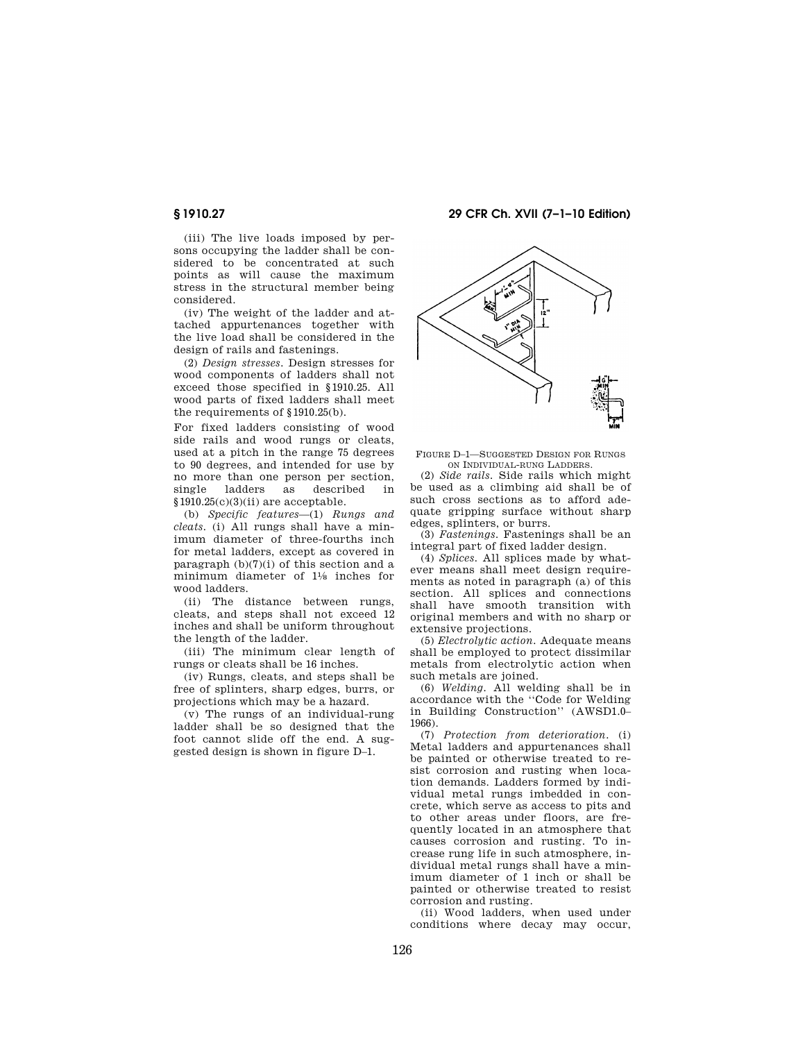(iii) The live loads imposed by persons occupying the ladder shall be considered to be concentrated at such points as will cause the maximum stress in the structural member being considered.

(iv) The weight of the ladder and attached appurtenances together with the live load shall be considered in the design of rails and fastenings.

(2) *Design stresses*. Design stresses for wood components of ladders shall not exceed those specified in §1910.25. All wood parts of fixed ladders shall meet the requirements of §1910.25(b).

For fixed ladders consisting of wood side rails and wood rungs or cleats, used at a pitch in the range 75 degrees to 90 degrees, and intended for use by no more than one person per section, single ladders as described in §1910.25(c)(3)(ii) are acceptable.

(b) *Specific features*—(1) *Rungs and cleats*. (i) All rungs shall have a minimum diameter of three-fourths inch for metal ladders, except as covered in paragraph (b)(7)(i) of this section and a minimum diameter of 1⅛ inches for wood ladders.

(ii) The distance between rungs, cleats, and steps shall not exceed 12 inches and shall be uniform throughout the length of the ladder.

(iii) The minimum clear length of rungs or cleats shall be 16 inches.

(iv) Rungs, cleats, and steps shall be free of splinters, sharp edges, burrs, or projections which may be a hazard.

(v) The rungs of an individual-rung ladder shall be so designed that the foot cannot slide off the end. A suggested design is shown in figure D–1.

FIGURE D–1—SUGGESTED DESIGN FOR RUNGS ON INDIVIDUAL-RUNG LADDERS.

(2) *Side rails*. Side rails which might be used as a climbing aid shall be of such cross sections as to afford adequate gripping surface without sharp edges, splinters, or burrs.

(3) *Fastenings*. Fastenings shall be an integral part of fixed ladder design.

(4) *Splices*. All splices made by whatever means shall meet design requirements as noted in paragraph (a) of this section. All splices and connections shall have smooth transition with original members and with no sharp or extensive projections.

(5) *Electrolytic action*. Adequate means shall be employed to protect dissimilar metals from electrolytic action when such metals are joined.

(6) *Welding*. All welding shall be in accordance with the "Code for Welding in Building Construction" (AWSD1.0–1966).

(7) *Protection from deterioration*. (i) Metal ladders and appurtenances shall be painted or otherwise treated to resist corrosion and rusting when location demands. Ladders formed by individual metal rungs imbedded in concrete, which serve as access to pits and to other areas under floors, are frequently located in an atmosphere that causes corrosion and rusting. To increase rung life in such atmosphere, individual metal rungs shall have a minimum diameter of 1 inch or shall be painted or otherwise treated to resist corrosion and rusting.

(ii) Wood ladders, when used under conditions where decay may occur,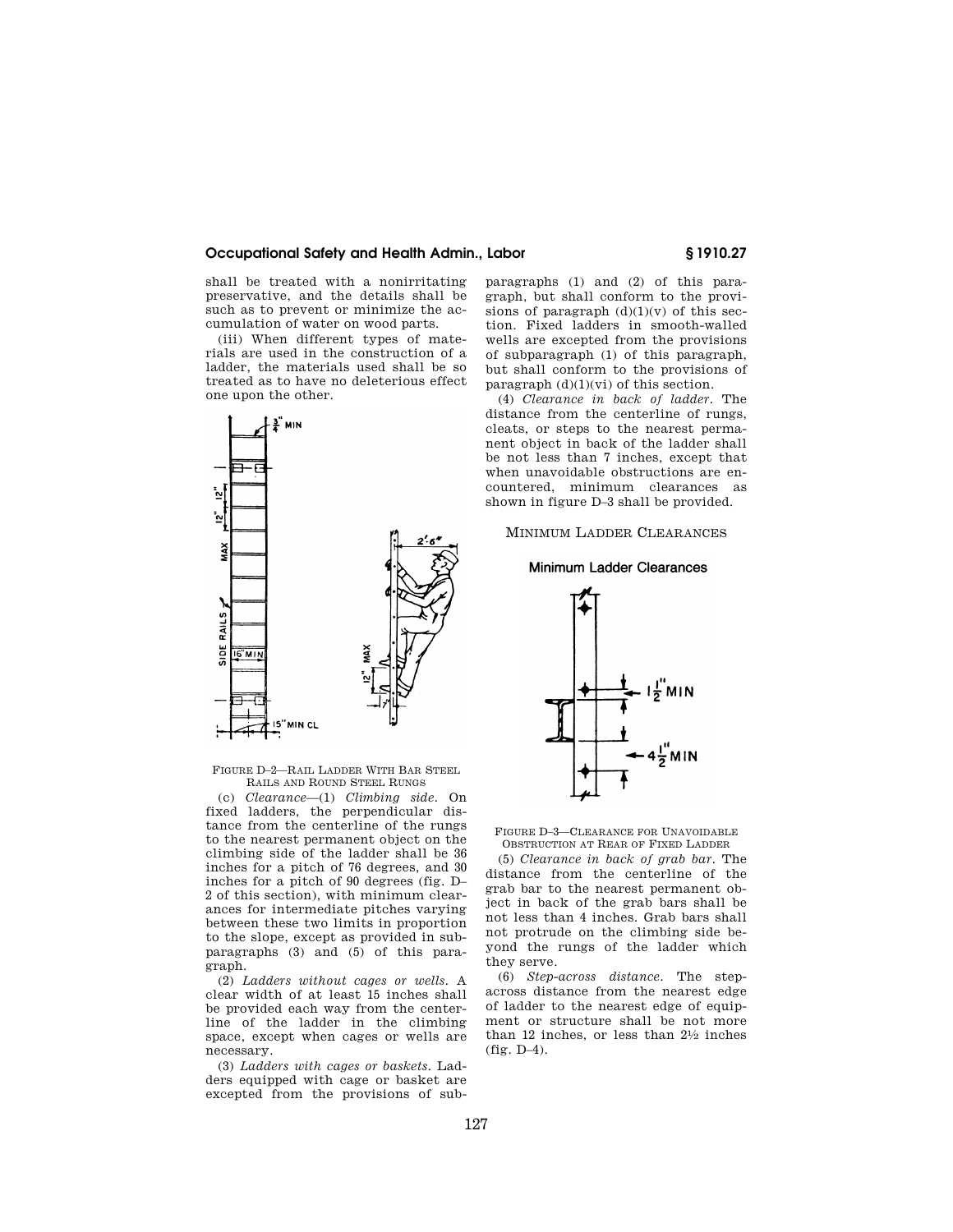shall be treated with a nonirritating preservative, and the details shall be such as to prevent or minimize the accumulation of water on wood parts.

(iii) When different types of materials are used in the construction of a ladder, the materials used shall be so treated as to have no deleterious effect one upon the other.

FIGURE D–2—RAIL LADDER WITH BAR STEEL RAILS AND ROUND STEEL RUNGS

(c) *Clearance*—(1) *Climbing side*. On fixed ladders, the perpendicular distance from the centerline of the rungs to the nearest permanent object on the climbing side of the ladder shall be 36 inches for a pitch of 76 degrees, and 30 inches for a pitch of 90 degrees (fig. D–2 of this section), with minimum clearances for intermediate pitches varying between these two limits in proportion to the slope, except as provided in subparagraphs (3) and (5) of this paragraph.

(2) *Ladders without cages or wells*. A clear width of at least 15 inches shall be provided each way from the centerline of the ladder in the climbing space, except when cages or wells are necessary.

(3) *Ladders with cages or baskets*. Ladders equipped with cage or basket are excepted from the provisions of subparagraphs (1) and (2) of this paragraph, but shall conform to the provisions of paragraph (d)(1)(v) of this section. Fixed ladders in smooth-walled wells are excepted from the provisions of subparagraph (1) of this paragraph, but shall conform to the provisions of paragraph (d)(1)(vi) of this section.

(4) *Clearance in back of ladder*. The distance from the centerline of rungs, cleats, or steps to the nearest permanent object in back of the ladder shall be not less than 7 inches, except that when unavoidable obstructions are encountered, minimum clearances as shown in figure D–3 shall be provided.

MINIMUM LADDER CLEARANCES

FIGURE D–3—CLEARANCE FOR UNAVOIDABLE OBSTRUCTION AT REAR OF FIXED LADDER

(5) *Clearance in back of grab bar*. The distance from the centerline of the grab bar to the nearest permanent object in back of the grab bars shall be not less than 4 inches. Grab bars shall not protrude on the climbing side beyond the rungs of the ladder which they serve.

(6) *Step-across distance*. The step-across distance from the nearest edge of ladder to the nearest edge of equipment or structure shall be not more than 12 inches, or less than 2½ inches (fig. D–4).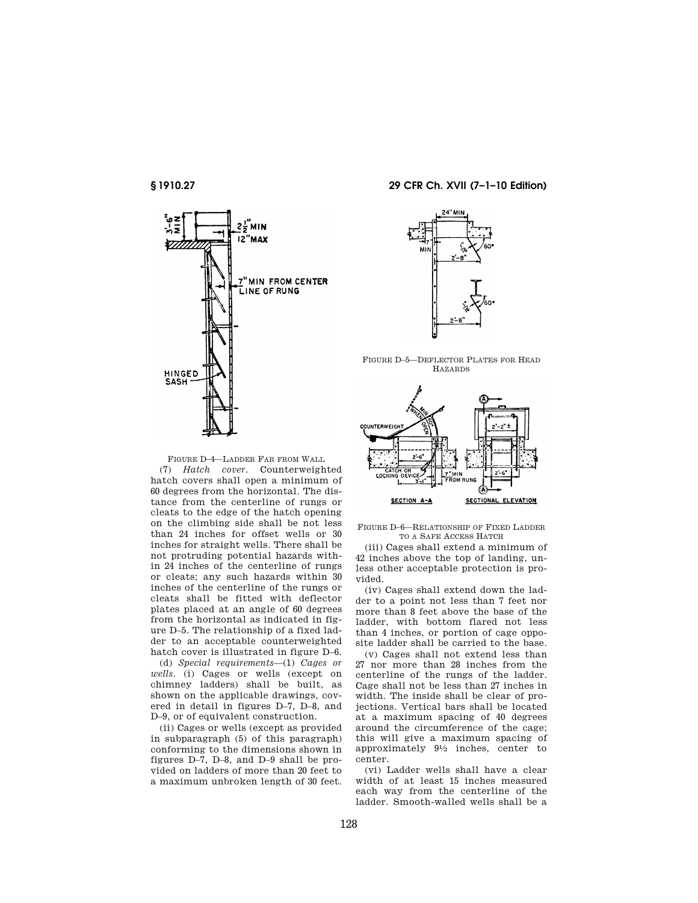FIGURE D–4—LADDER FAR FROM WALL

(7) *Hatch cover*. Counterweighted hatch covers shall open a minimum of 60 degrees from the horizontal. The distance from the centerline of rungs or cleats to the edge of the hatch opening on the climbing side shall be not less than 24 inches for offset wells or 30 inches for straight wells. There shall be not protruding potential hazards within 24 inches of the centerline of rungs or cleats; any such hazards within 30 inches of the centerline of the rungs or cleats shall be fitted with deflector plates placed at an angle of 60 degrees from the horizontal as indicated in figure D–5. The relationship of a fixed ladder to an acceptable counterweighted hatch cover is illustrated in figure D–6.

(d) *Special requirements*—(1) *Cages or wells*. (i) Cages or wells (except on chimney ladders) shall be built, as shown on the applicable drawings, covered in detail in figures D–7, D–8, and D–9, or of equivalent construction.

(ii) Cages or wells (except as provided in subparagraph (5) of this paragraph) conforming to the dimensions shown in figures D–7, D–8, and D–9 shall be provided on ladders of more than 20 feet to a maximum unbroken length of 30 feet.

FIGURE D–5—DEFLECTOR PLATES FOR HEAD HAZARDS

FIGURE D–6—RELATIONSHIP OF FIXED LADDER TO A SAFE ACCESS HATCH

(iii) Cages shall extend a minimum of 42 inches above the top of landing, unless other acceptable protection is provided.

(iv) Cages shall extend down the ladder to a point not less than 7 feet nor more than 8 feet above the base of the ladder, with bottom flared not less than 4 inches, or portion of cage opposite ladder shall be carried to the base.

(v) Cages shall not extend less than 27 nor more than 28 inches from the centerline of the rungs of the ladder. Cage shall not be less than 27 inches in width. The inside shall be clear of projections. Vertical bars shall be located at a maximum spacing of 40 degrees around the circumference of the cage; this will give a maximum spacing of approximately 9½ inches, center to center.

(vi) Ladder wells shall have a clear width of at least 15 inches measured each way from the centerline of the ladder. Smooth-walled wells shall be a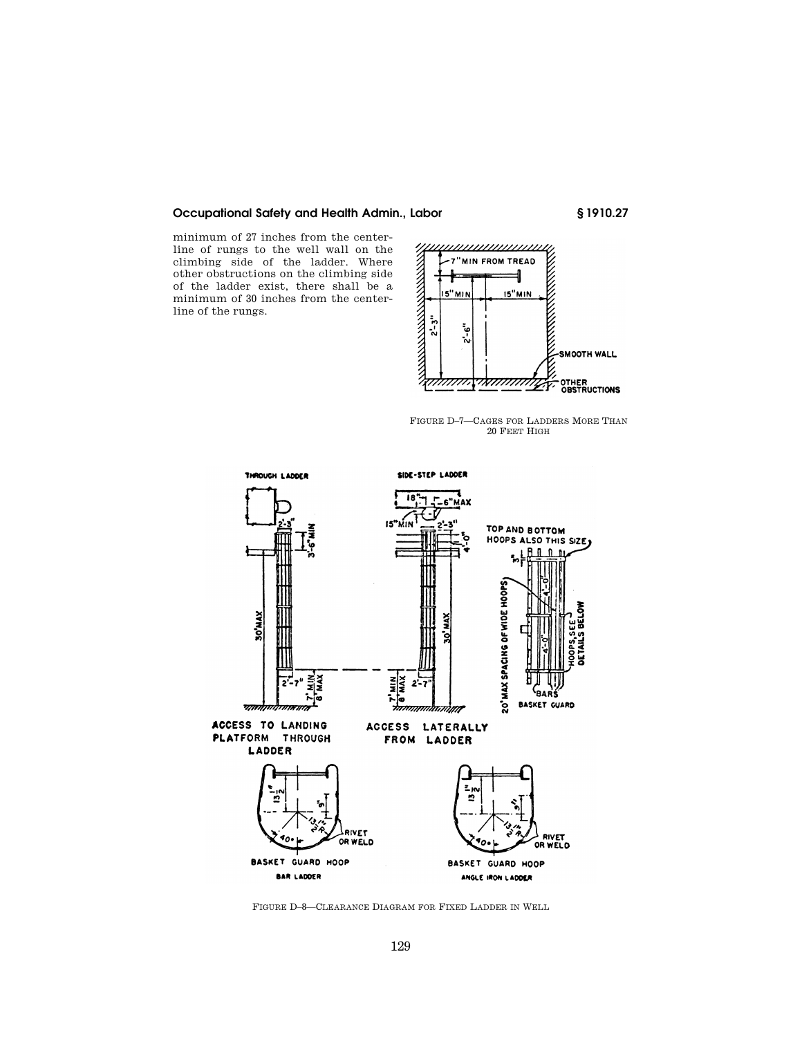minimum of 27 inches from the centerline of rungs to the well wall on the climbing side of the ladder. Where other obstructions on the climbing side of the ladder exist, there shall be a minimum of 30 inches from the centerline of the rungs.

FIGURE D–7—CAGES FOR LADDERS MORE THAN 20 FEET HIGH

FIGURE D–8—CLEARANCE DIAGRAM FOR FIXED LADDER IN WELL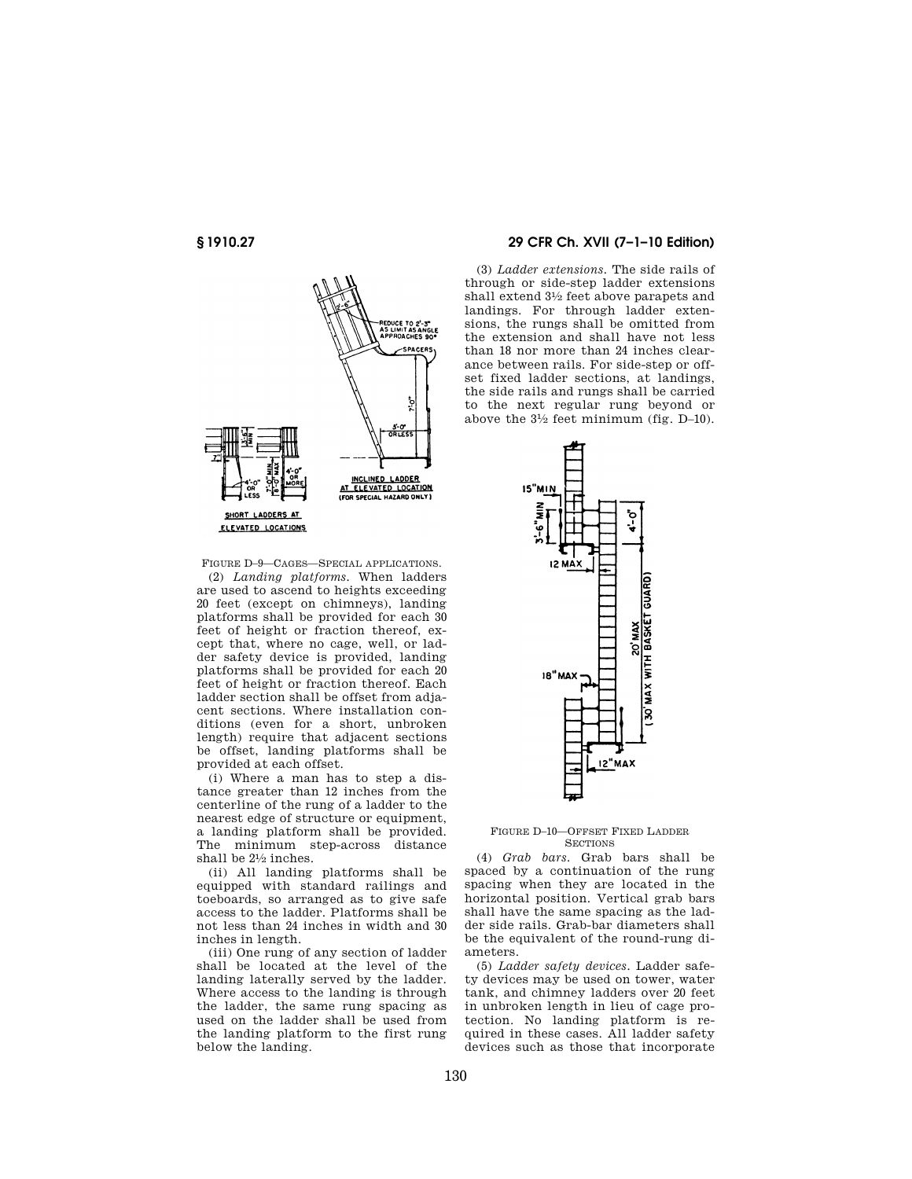FIGURE D–9—CAGES—SPECIAL APPLICATIONS.

(2) *Landing platforms.* When ladders are used to ascend to heights exceeding 20 feet (except on chimneys), landing platforms shall be provided for each 30 feet of height or fraction thereof, except that, where no cage, well, or ladder safety device is provided, landing platforms shall be provided for each 20 feet of height or fraction thereof. Each ladder section shall be offset from adjacent sections. Where installation conditions (even for a short, unbroken length) require that adjacent sections be offset, landing platforms shall be provided at each offset.

(i) Where a man has to step a distance greater than 12 inches from the centerline of the rung of a ladder to the nearest edge of structure or equipment, a landing platform shall be provided. The minimum step-across distance shall be 2½ inches.

(ii) All landing platforms shall be equipped with standard railings and toeboards, so arranged as to give safe access to the ladder. Platforms shall be not less than 24 inches in width and 30 inches in length.

(iii) One rung of any section of ladder shall be located at the level of the landing laterally served by the ladder. Where access to the landing is through the ladder, the same rung spacing as used on the ladder shall be used from the landing platform to the first rung below the landing.

(3) *Ladder extensions.* The side rails of through or side-step ladder extensions shall extend 3½ feet above parapets and landings. For through ladder extensions, the rungs shall be omitted from the extension and shall have not less than 18 nor more than 24 inches clearance between rails. For side-step or offset fixed ladder sections, at landings, the side rails and rungs shall be carried to the next regular rung beyond or above the 3½ feet minimum (fig. D–10).

FIGURE D–10—OFFSET FIXED LADDER SECTIONS

(4) *Grab bars.* Grab bars shall be spaced by a continuation of the rung spacing when they are located in the horizontal position. Vertical grab bars shall have the same spacing as the ladder side rails. Grab-bar diameters shall be the equivalent of the round-rung diameters.

(5) *Ladder safety devices.* Ladder safety devices may be used on tower, water tank, and chimney ladders over 20 feet in unbroken length in lieu of cage protection. No landing platform is required in these cases. All ladder safety devices such as those that incorporate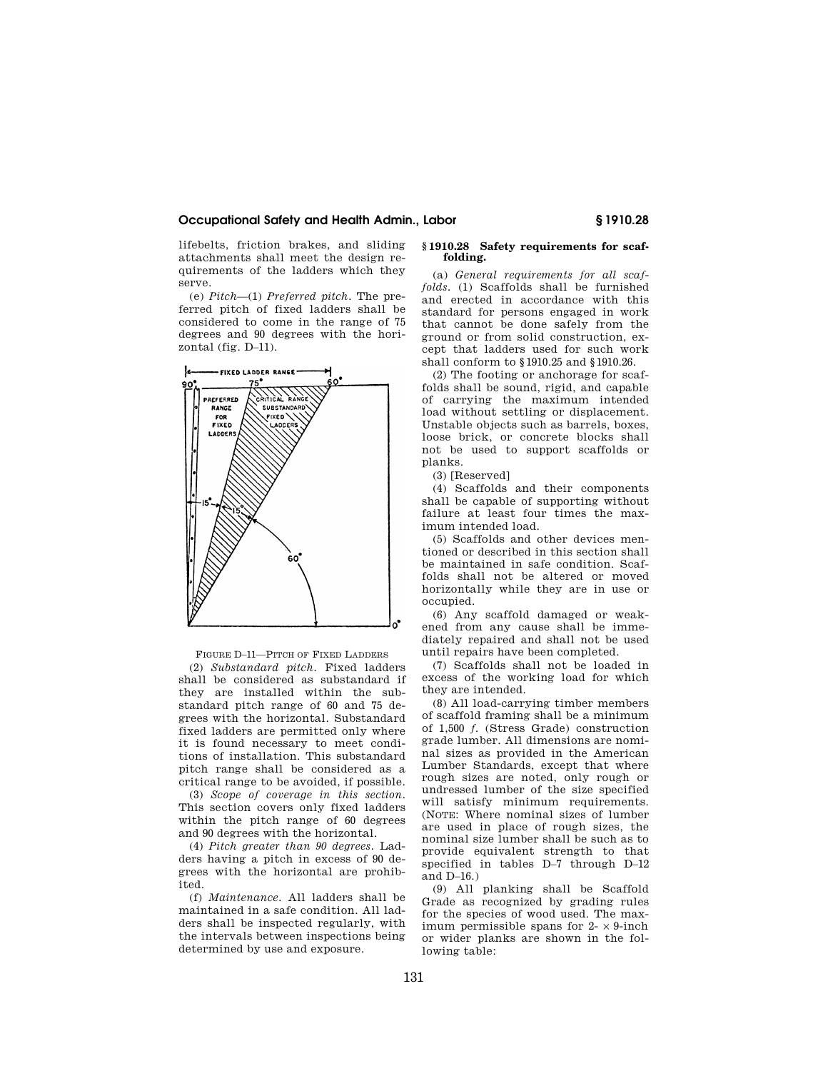lifebelts, friction brakes, and sliding attachments shall meet the design requirements of the ladders which they serve.

(e) *Pitch*—(1) *Preferred pitch.* The preferred pitch of fixed ladders shall be considered to come in the range of 75 degrees and 90 degrees with the horizontal (fig. D–11).

FIXED LADDER RANGE

90°

75°

60°

PREFERRED RANGE FOR FIXED LADDERS

CRITICAL RANGE SUBSTANDARD FIXED LADDERS

15°

15°

60°

0°

FIGURE D–11—PITCH OF FIXED LADDERS

(2) *Substandard pitch.* Fixed ladders shall be considered as substandard if they are installed within the substandard pitch range of 60 and 75 degrees with the horizontal. Substandard fixed ladders are permitted only where it is found necessary to meet conditions of installation. This substandard pitch range shall be considered as a critical range to be avoided, if possible.

(3) *Scope of coverage in this section.* This section covers only fixed ladders within the pitch range of 60 degrees and 90 degrees with the horizontal.

(4) *Pitch greater than 90 degrees.* Ladders having a pitch in excess of 90 degrees with the horizontal are prohibited.

(f) *Maintenance.* All ladders shall be maintained in a safe condition. All ladders shall be inspected regularly, with the intervals between inspections being determined by use and exposure.

## § 1910.28 Safety requirements for scaffolding.

(a) *General requirements for all scaffolds.* (1) Scaffolds shall be furnished and erected in accordance with this standard for persons engaged in work that cannot be done safely from the ground or from solid construction, except that ladders used for such work shall conform to § 1910.25 and § 1910.26.

(2) The footing or anchorage for scaffolds shall be sound, rigid, and capable of carrying the maximum intended load without settling or displacement. Unstable objects such as barrels, boxes, loose brick, or concrete blocks shall not be used to support scaffolds or planks.

(3) [Reserved]

(4) Scaffolds and their components shall be capable of supporting without failure at least four times the maximum intended load.

(5) Scaffolds and other devices mentioned or described in this section shall be maintained in safe condition. Scaffolds shall not be altered or moved horizontally while they are in use or occupied.

(6) Any scaffold damaged or weakened from any cause shall be immediately repaired and shall not be used until repairs have been completed.

(7) Scaffolds shall not be loaded in excess of the working load for which they are intended.

(8) All load-carrying timber members of scaffold framing shall be a minimum of 1,500 *f.* (Stress Grade) construction grade lumber. All dimensions are nominal sizes as provided in the American Lumber Standards, except that where rough sizes are noted, only rough or undressed lumber of the size specified will satisfy minimum requirements. (NOTE: Where nominal sizes of lumber are used in place of rough sizes, the nominal size lumber shall be such as to provide equivalent strength to that specified in tables D–7 through D–12 and D–16.)

(9) All planking shall be Scaffold Grade as recognized by grading rules for the species of wood used. The maximum permissible spans for 2- × 9-inch or wider planks are shown in the following table: